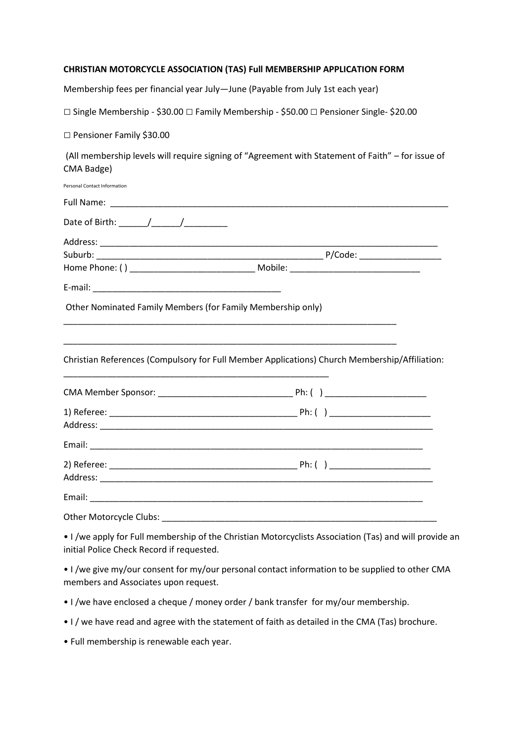**CHRISTIAN MOTORCYCLE ASSOCIATION (TAS) Full MEMBERSHIP APPLICATION FORM**

Membership fees per financial year July—June (Payable from July 1st each year)

□ Single Membership - $30.00 □ Family Membership - $50.00 □ Pensioner Single- $20.00

□ Pensioner Family $30.00

(All membership levels will require signing of "Agreement with Statement of Faith" – for issue of CMA Badge)

Personal Contact Information

Full Name: ___________________________________________________________________________

Date of Birth: ______/______/_________

Address: _____________________________________________________________________________

Suburb: ________________________________________________ P/Code: _________________

Home Phone: ( ) __________________________ Mobile: ___________________________

E-mail: ________________________________________

Other Nominated Family Members (for Family Membership only)

_________________________________________________________________________

_________________________________________________________________________

Christian References (Compulsory for Full Member Applications) Church Membership/Affiliation: _______________________________________________________

CMA Member Sponsor: ____________________________ Ph: ( ) _____________________

1) Referee: _______________________________________ Ph: ( ) _____________________

Address: _____________________________________________________________________________

Email: _______________________________________________________________________

2) Referee: _______________________________________ Ph: ( ) _____________________

Address: _____________________________________________________________________________

Email: _______________________________________________________________________

Other Motorcycle Clubs: ____________________________________________________________

- I /we apply for Full membership of the Christian Motorcyclists Association (Tas) and will provide an initial Police Check Record if requested.
- I /we give my/our consent for my/our personal contact information to be supplied to other CMA members and Associates upon request.
- I /we have enclosed a cheque / money order / bank transfer for my/our membership.
- I / we have read and agree with the statement of faith as detailed in the CMA (Tas) brochure.
- Full membership is renewable each year.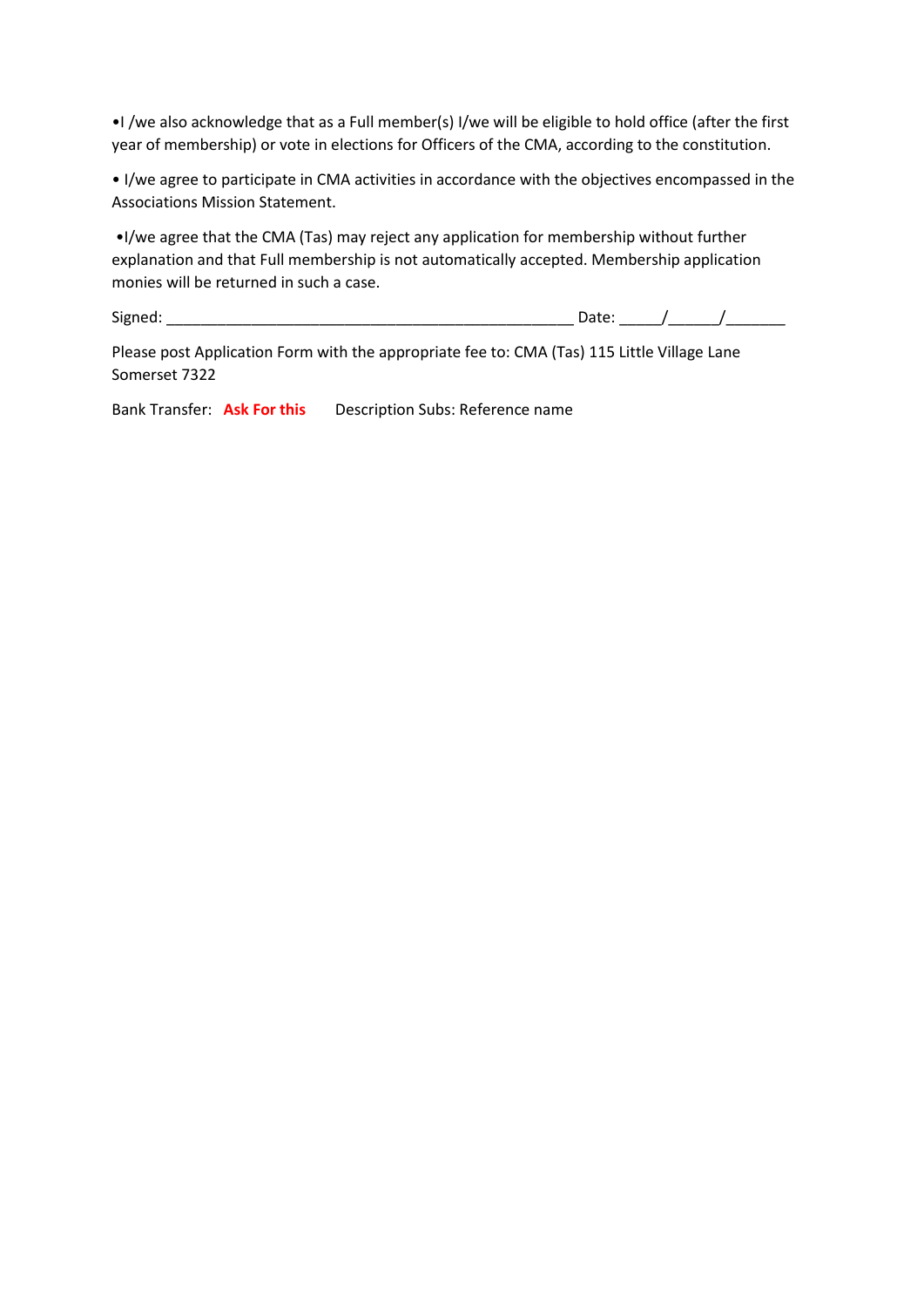•I /we also acknowledge that as a Full member(s) I/we will be eligible to hold office (after the first year of membership) or vote in elections for Officers of the CMA, according to the constitution.

• I/we agree to participate in CMA activities in accordance with the objectives encompassed in the Associations Mission Statement.

•I/we agree that the CMA (Tas) may reject any application for membership without further explanation and that Full membership is not automatically accepted. Membership application monies will be returned in such a case.

Signed: ______________________________________________ Date: _____/______/_______

Please post Application Form with the appropriate fee to: CMA (Tas) 115 Little Village Lane Somerset 7322

Bank Transfer: **Ask For this** Description Subs: Reference name